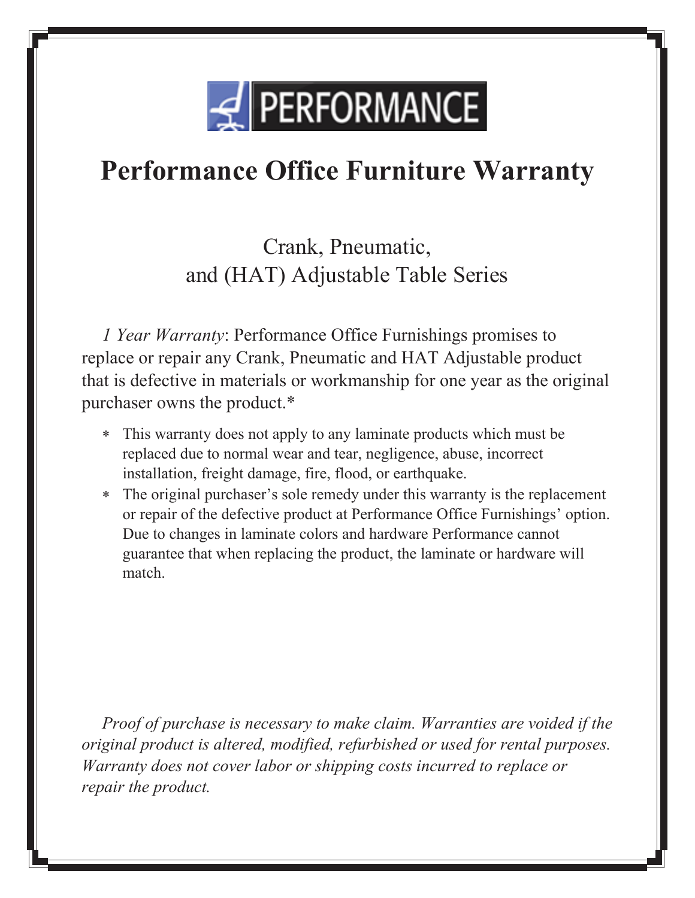PERFORMANCE

# Performance Office Furniture Warranty

## Crank, Pneumatic, and (HAT) Adjustable Table Series

*1 Year Warranty*: Performance Office Furnishings promises to replace or repair any Crank, Pneumatic and HAT Adjustable product that is defective in materials or workmanship for one year as the original purchaser owns the product.*

- This warranty does not apply to any laminate products which must be replaced due to normal wear and tear, negligence, abuse, incorrect installation, freight damage, fire, flood, or earthquake.
- The original purchaser's sole remedy under this warranty is the replacement or repair of the defective product at Performance Office Furnishings' option. Due to changes in laminate colors and hardware Performance cannot guarantee that when replacing the product, the laminate or hardware will match.

*Proof of purchase is necessary to make claim. Warranties are voided if the original product is altered, modified, refurbished or used for rental purposes. Warranty does not cover labor or shipping costs incurred to replace or repair the product.*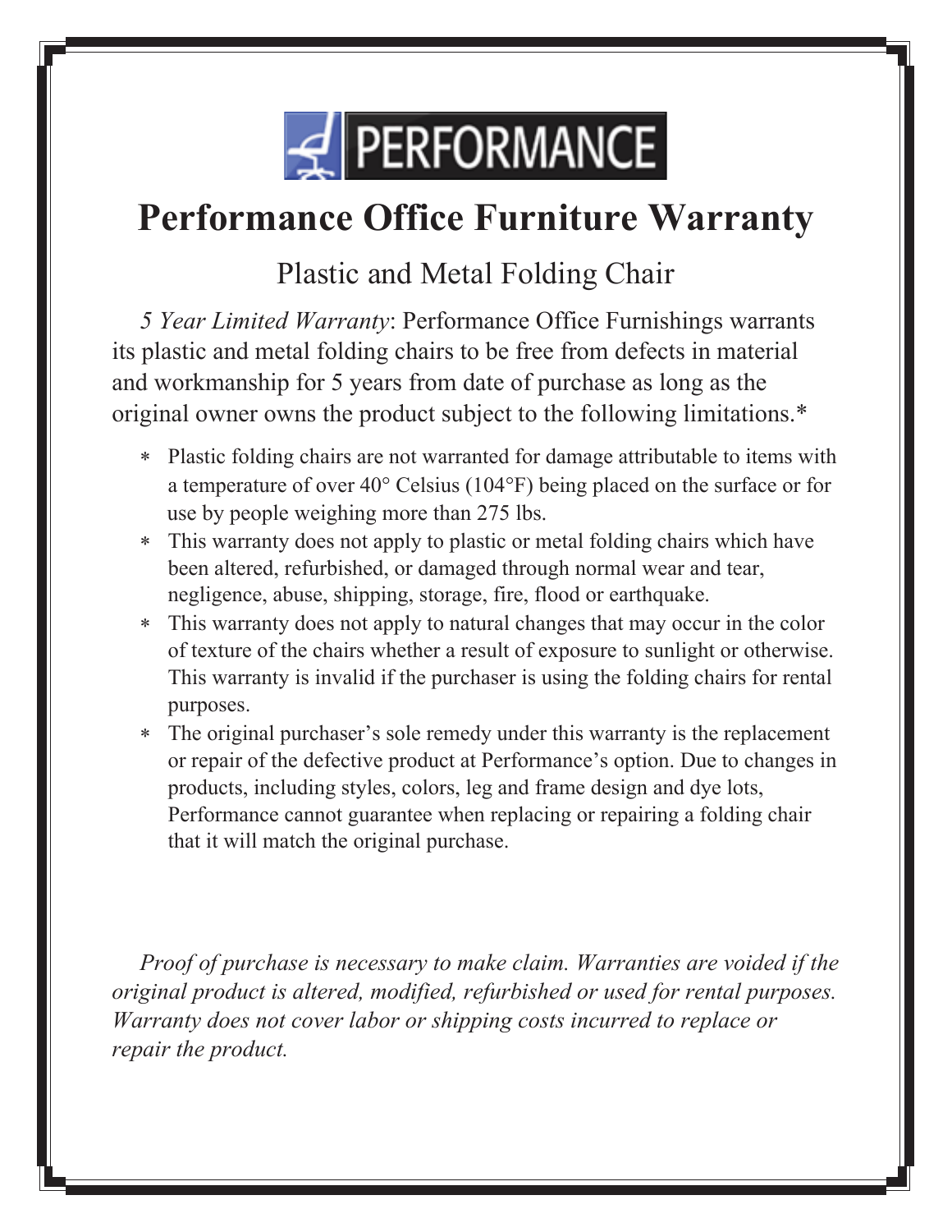PERFORMANCE

# Performance Office Furniture Warranty

## Plastic and Metal Folding Chair

*5 Year Limited Warranty*: Performance Office Furnishings warrants its plastic and metal folding chairs to be free from defects in material and workmanship for 5 years from date of purchase as long as the original owner owns the product subject to the following limitations.*

- Plastic folding chairs are not warranted for damage attributable to items with a temperature of over 40° Celsius (104°F) being placed on the surface or for use by people weighing more than 275 lbs.
- This warranty does not apply to plastic or metal folding chairs which have been altered, refurbished, or damaged through normal wear and tear, negligence, abuse, shipping, storage, fire, flood or earthquake.
- This warranty does not apply to natural changes that may occur in the color of texture of the chairs whether a result of exposure to sunlight or otherwise. This warranty is invalid if the purchaser is using the folding chairs for rental purposes.
- The original purchaser's sole remedy under this warranty is the replacement or repair of the defective product at Performance's option. Due to changes in products, including styles, colors, leg and frame design and dye lots, Performance cannot guarantee when replacing or repairing a folding chair that it will match the original purchase.

*Proof of purchase is necessary to make claim. Warranties are voided if the original product is altered, modified, refurbished or used for rental purposes. Warranty does not cover labor or shipping costs incurred to replace or repair the product.*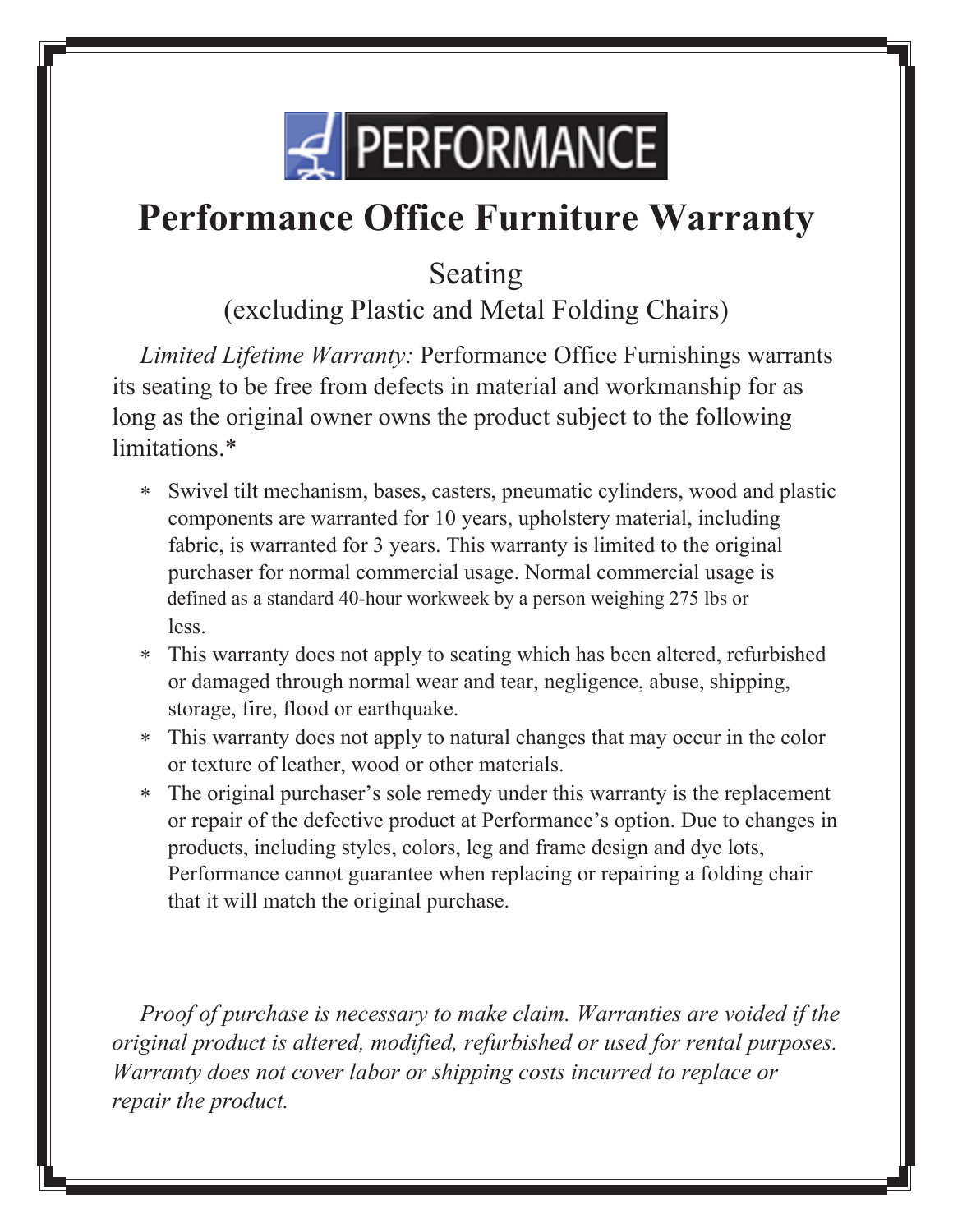PERFORMANCE

# Performance Office Furniture Warranty

## Seating
(excluding Plastic and Metal Folding Chairs)

*Limited Lifetime Warranty:* Performance Office Furnishings warrants its seating to be free from defects in material and workmanship for as long as the original owner owns the product subject to the following limitations.*

* Swivel tilt mechanism, bases, casters, pneumatic cylinders, wood and plastic components are warranted for 10 years, upholstery material, including fabric, is warranted for 3 years. This warranty is limited to the original purchaser for normal commercial usage. Normal commercial usage is defined as a standard 40-hour workweek by a person weighing 275 lbs or less.
* This warranty does not apply to seating which has been altered, refurbished or damaged through normal wear and tear, negligence, abuse, shipping, storage, fire, flood or earthquake.
* This warranty does not apply to natural changes that may occur in the color or texture of leather, wood or other materials.
* The original purchaser's sole remedy under this warranty is the replacement or repair of the defective product at Performance's option. Due to changes in products, including styles, colors, leg and frame design and dye lots, Performance cannot guarantee when replacing or repairing a folding chair that it will match the original purchase.

*Proof of purchase is necessary to make claim. Warranties are voided if the original product is altered, modified, refurbished or used for rental purposes. Warranty does not cover labor or shipping costs incurred to replace or repair the product.*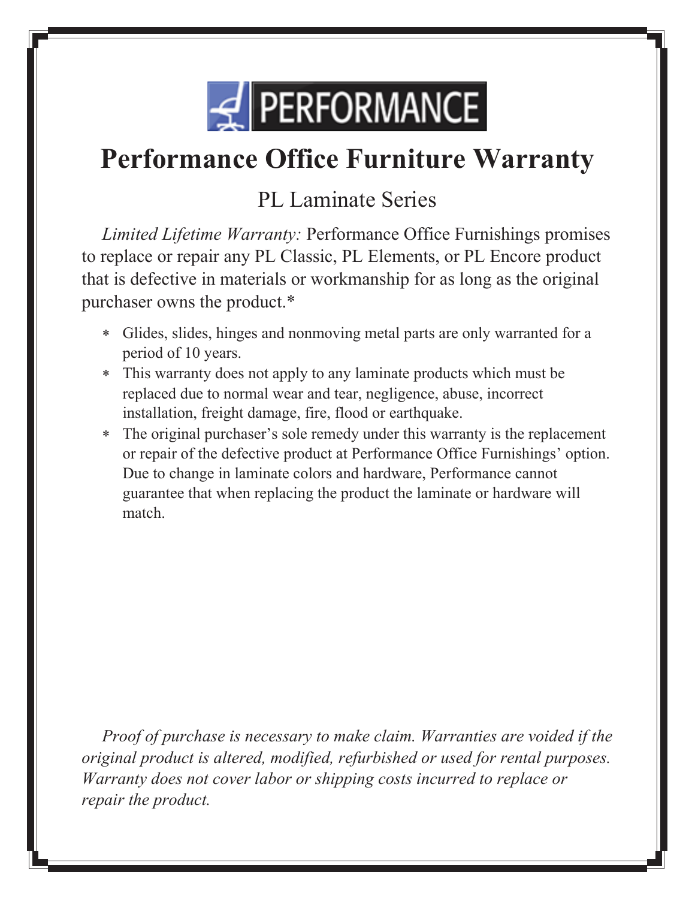PERFORMANCE

# Performance Office Furniture Warranty

## PL Laminate Series

*Limited Lifetime Warranty:* Performance Office Furnishings promises to replace or repair any PL Classic, PL Elements, or PL Encore product that is defective in materials or workmanship for as long as the original purchaser owns the product.*

* Glides, slides, hinges and nonmoving metal parts are only warranted for a period of 10 years.
* This warranty does not apply to any laminate products which must be replaced due to normal wear and tear, negligence, abuse, incorrect installation, freight damage, fire, flood or earthquake.
* The original purchaser's sole remedy under this warranty is the replacement or repair of the defective product at Performance Office Furnishings' option. Due to change in laminate colors and hardware, Performance cannot guarantee that when replacing the product the laminate or hardware will match.

*Proof of purchase is necessary to make claim. Warranties are voided if the original product is altered, modified, refurbished or used for rental purposes. Warranty does not cover labor or shipping costs incurred to replace or repair the product.*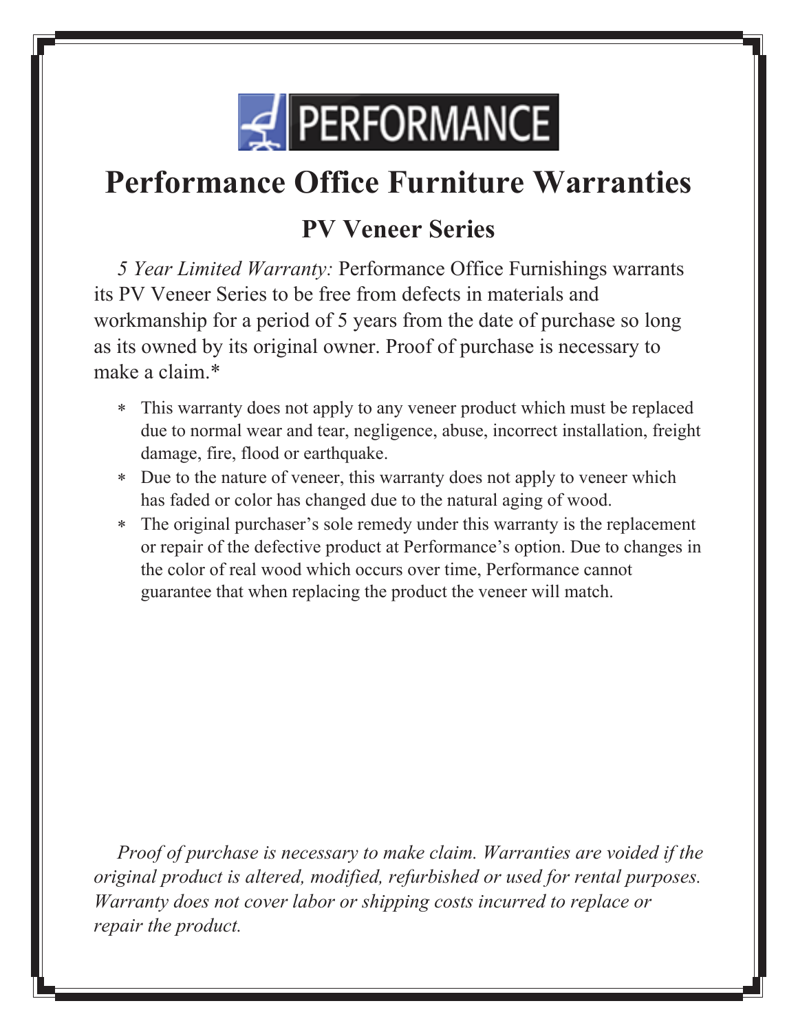PERFORMANCE

# Performance Office Furniture Warranties

## PV Veneer Series

*5 Year Limited Warranty:* Performance Office Furnishings warrants its PV Veneer Series to be free from defects in materials and workmanship for a period of 5 years from the date of purchase so long as its owned by its original owner. Proof of purchase is necessary to make a claim.*

- This warranty does not apply to any veneer product which must be replaced due to normal wear and tear, negligence, abuse, incorrect installation, freight damage, fire, flood or earthquake.
- Due to the nature of veneer, this warranty does not apply to veneer which has faded or color has changed due to the natural aging of wood.
- The original purchaser's sole remedy under this warranty is the replacement or repair of the defective product at Performance's option. Due to changes in the color of real wood which occurs over time, Performance cannot guarantee that when replacing the product the veneer will match.

*Proof of purchase is necessary to make claim. Warranties are voided if the original product is altered, modified, refurbished or used for rental purposes. Warranty does not cover labor or shipping costs incurred to replace or repair the product.*